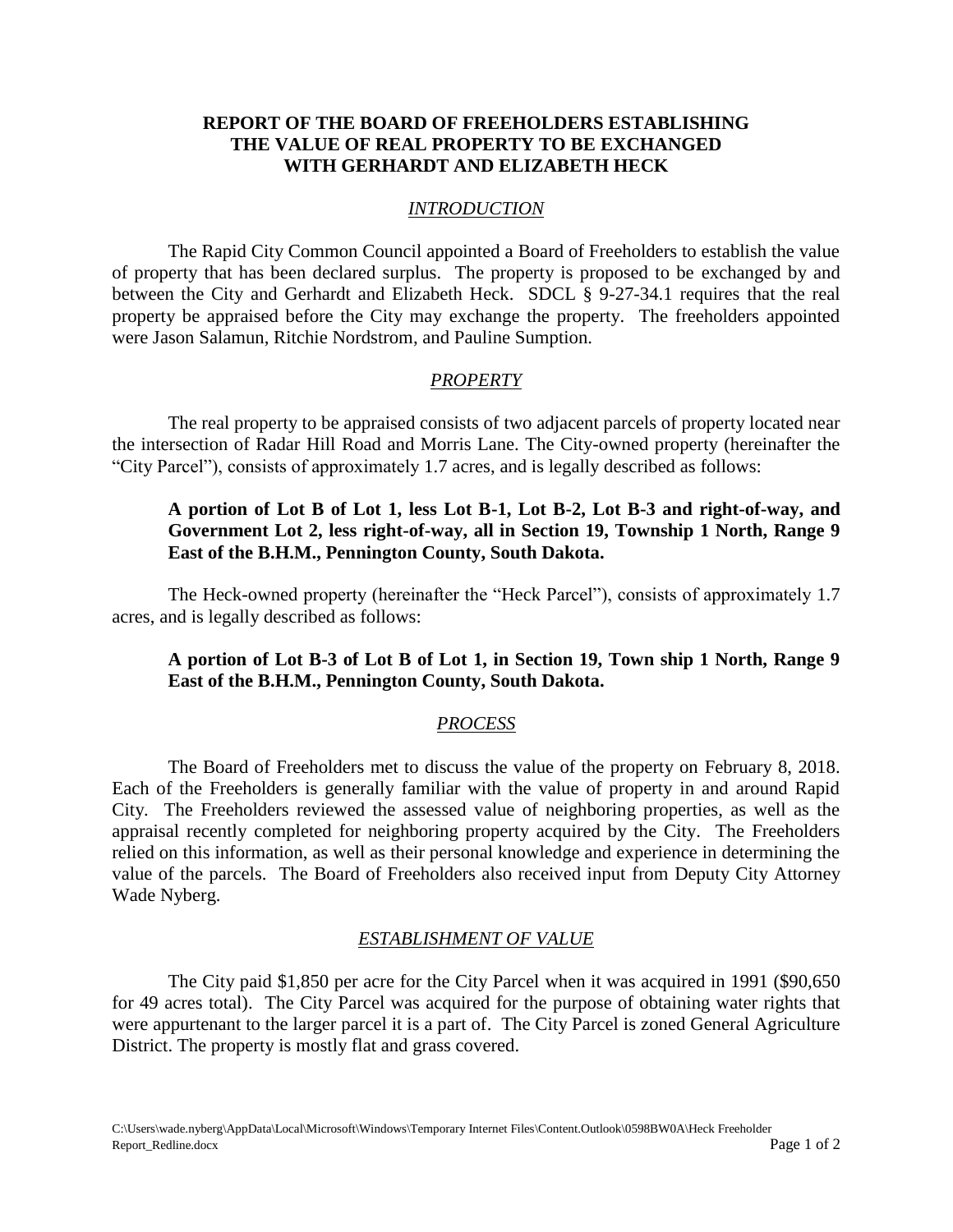# REPORT OF THE BOARD OF FREEHOLDERS ESTABLISHING THE VALUE OF REAL PROPERTY TO BE EXCHANGED WITH GERHARDT AND ELIZABETH HECK

## *INTRODUCTION*

The Rapid City Common Council appointed a Board of Freeholders to establish the value of property that has been declared surplus. The property is proposed to be exchanged by and between the City and Gerhardt and Elizabeth Heck. SDCL § 9-27-34.1 requires that the real property be appraised before the City may exchange the property. The freeholders appointed were Jason Salamun, Ritchie Nordstrom, and Pauline Sumption.

## *PROPERTY*

The real property to be appraised consists of two adjacent parcels of property located near the intersection of Radar Hill Road and Morris Lane. The City-owned property (hereinafter the "City Parcel"), consists of approximately 1.7 acres, and is legally described as follows:

**A portion of Lot B of Lot 1, less Lot B-1, Lot B-2, Lot B-3 and right-of-way, and Government Lot 2, less right-of-way, all in Section 19, Township 1 North, Range 9 East of the B.H.M., Pennington County, South Dakota.**

The Heck-owned property (hereinafter the "Heck Parcel"), consists of approximately 1.7 acres, and is legally described as follows:

**A portion of Lot B-3 of Lot B of Lot 1, in Section 19, Town ship 1 North, Range 9 East of the B.H.M., Pennington County, South Dakota.**

## *PROCESS*

The Board of Freeholders met to discuss the value of the property on February 8, 2018. Each of the Freeholders is generally familiar with the value of property in and around Rapid City. The Freeholders reviewed the assessed value of neighboring properties, as well as the appraisal recently completed for neighboring property acquired by the City. The Freeholders relied on this information, as well as their personal knowledge and experience in determining the value of the parcels. The Board of Freeholders also received input from Deputy City Attorney Wade Nyberg.

## *ESTABLISHMENT OF VALUE*

The City paid $1,850 per acre for the City Parcel when it was acquired in 1991 ($90,650 for 49 acres total). The City Parcel was acquired for the purpose of obtaining water rights that were appurtenant to the larger parcel it is a part of. The City Parcel is zoned General Agriculture District. The property is mostly flat and grass covered.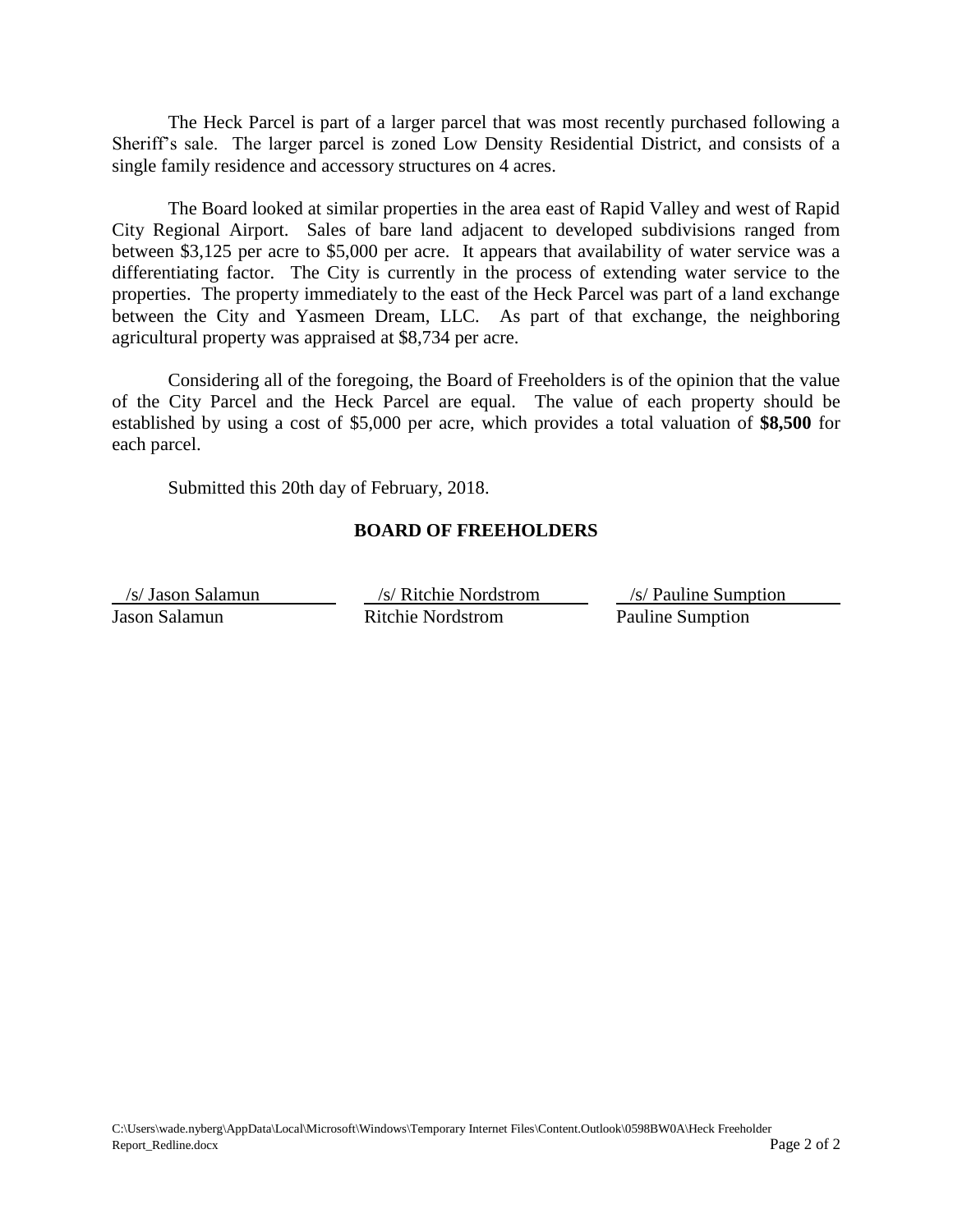The Heck Parcel is part of a larger parcel that was most recently purchased following a Sheriff's sale. The larger parcel is zoned Low Density Residential District, and consists of a single family residence and accessory structures on 4 acres.

The Board looked at similar properties in the area east of Rapid Valley and west of Rapid City Regional Airport. Sales of bare land adjacent to developed subdivisions ranged from between $3,125 per acre to $5,000 per acre. It appears that availability of water service was a differentiating factor. The City is currently in the process of extending water service to the properties. The property immediately to the east of the Heck Parcel was part of a land exchange between the City and Yasmeen Dream, LLC. As part of that exchange, the neighboring agricultural property was appraised at $8,734 per acre.

Considering all of the foregoing, the Board of Freeholders is of the opinion that the value of the City Parcel and the Heck Parcel are equal. The value of each property should be established by using a cost of $5,000 per acre, which provides a total valuation of **$8,500** for each parcel.

Submitted this 20th day of February, 2018.

**BOARD OF FREEHOLDERS**

| | | |
|---|---|---|
| /s/ Jason Salamun | /s/ Ritchie Nordstrom | /s/ Pauline Sumption |
| Jason Salamun | Ritchie Nordstrom | Pauline Sumption |

C:\Users\wade.nyberg\AppData\Local\Microsoft\Windows\Temporary Internet Files\Content.Outlook\0598BW0A\Heck Freeholder Report_Redline.docx